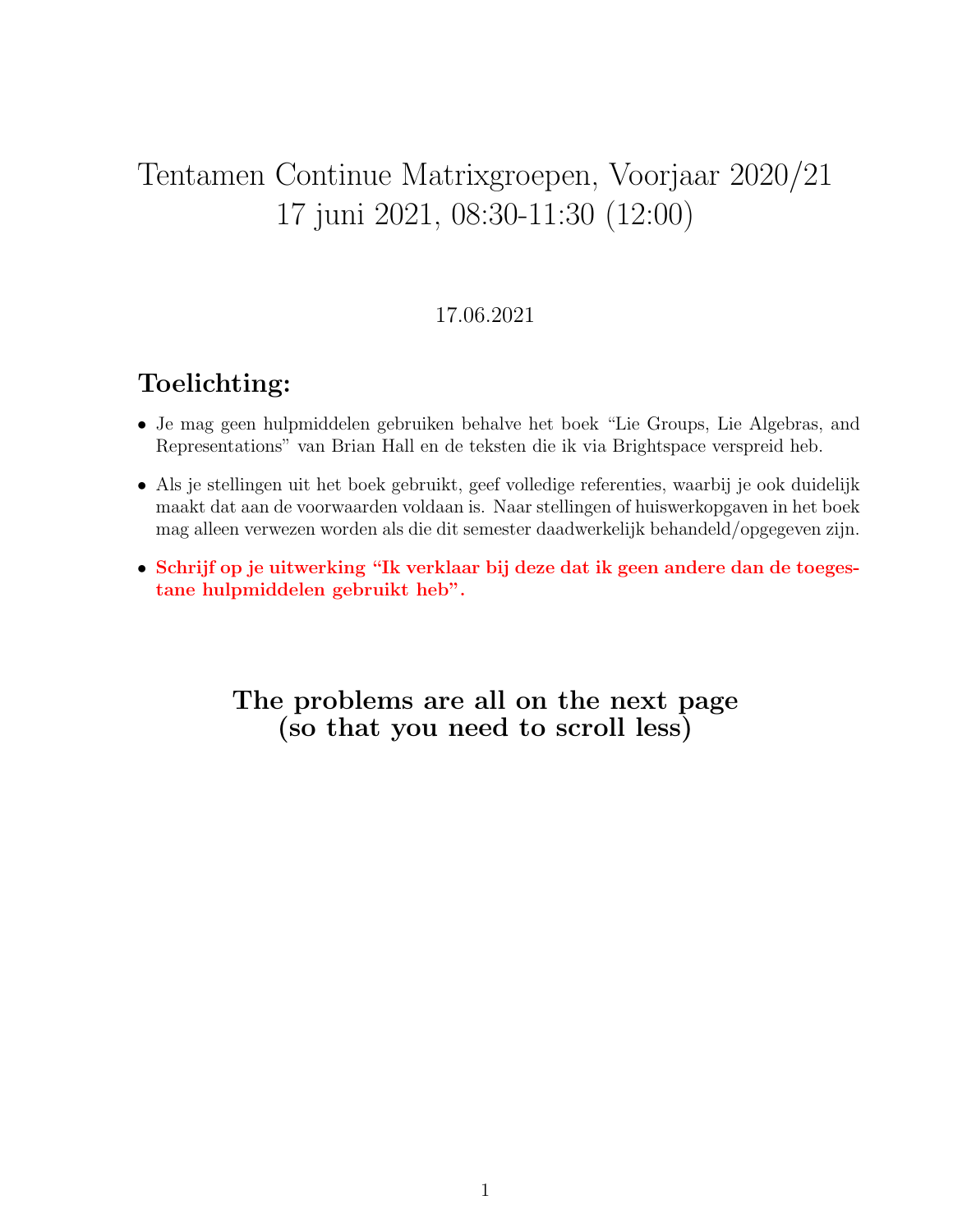# Tentamen Continue Matrixgroepen, Voorjaar 2020/21
# 17 juni 2021, 08:30-11:30 (12:00)

17.06.2021

## Toelichting:

- Je mag geen hulpmiddelen gebruiken behalve het boek "Lie Groups, Lie Algebras, and Representations" van Brian Hall en de teksten die ik via Brightspace verspreid heb.
- Als je stellingen uit het boek gebruikt, geef volledige referenties, waarbij je ook duidelijk maakt dat aan de voorwaarden voldaan is. Naar stellingen of huiswerkopgaven in het boek mag alleen verwezen worden als die dit semester daadwerkelijk behandeld/opgegeven zijn.
- **Schrijf op je uitwerking "Ik verklaar bij deze dat ik geen andere dan de toegestane hulpmiddelen gebruikt heb".**

**The problems are all on the next page (so that you need to scroll less)**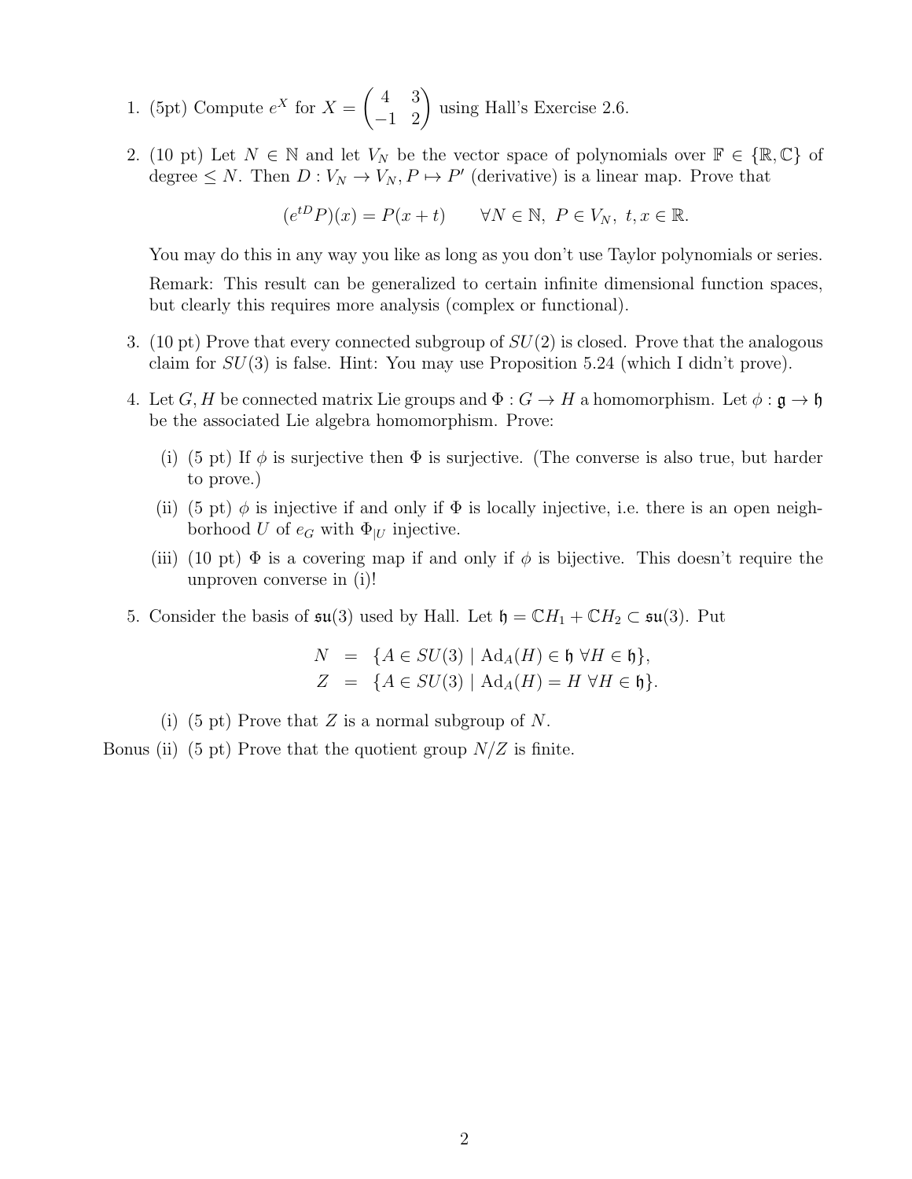1. (5pt) Compute $e^X$ for $X = \begin{pmatrix} 4 & 3 \\ -1 & 2 \end{pmatrix}$ using Hall's Exercise 2.6.

2. (10 pt) Let $N \in \mathbb{N}$ and let $V_N$ be the vector space of polynomials over $\mathbb{F} \in \{\mathbb{R}, \mathbb{C}\}$ of degree $\leq N$. Then $D : V_N \to V_N, P \mapsto P'$ (derivative) is a linear map. Prove that

$$(e^{tD}P)(x) = P(x+t) \qquad \forall N \in \mathbb{N},\ P \in V_N,\ t, x \in \mathbb{R}.$$

   You may do this in any way you like as long as you don't use Taylor polynomials or series.

   Remark: This result can be generalized to certain infinite dimensional function spaces, but clearly this requires more analysis (complex or functional).

3. (10 pt) Prove that every connected subgroup of $SU(2)$ is closed. Prove that the analogous claim for $SU(3)$ is false. Hint: You may use Proposition 5.24 (which I didn't prove).

4. Let $G, H$ be connected matrix Lie groups and $\Phi : G \to H$ a homomorphism. Let $\phi : \mathfrak{g} \to \mathfrak{h}$ be the associated Lie algebra homomorphism. Prove:

   (i) (5 pt) If $\phi$ is surjective then $\Phi$ is surjective. (The converse is also true, but harder to prove.)

   (ii) (5 pt) $\phi$ is injective if and only if $\Phi$ is locally injective, i.e. there is an open neighborhood $U$ of $e_G$ with $\Phi_{|U}$ injective.

   (iii) (10 pt) $\Phi$ is a covering map if and only if $\phi$ is bijective. This doesn't require the unproven converse in (i)!

5. Consider the basis of $\mathfrak{su}(3)$ used by Hall. Let $\mathfrak{h} = \mathbb{C}H_1 + \mathbb{C}H_2 \subset \mathfrak{su}(3)$. Put

$$\begin{aligned} N &= \{A \in SU(3) \mid \mathrm{Ad}_A(H) \in \mathfrak{h}\ \forall H \in \mathfrak{h}\}, \\ Z &= \{A \in SU(3) \mid \mathrm{Ad}_A(H) = H\ \forall H \in \mathfrak{h}\}. \end{aligned}$$

   (i) (5 pt) Prove that $Z$ is a normal subgroup of $N$.

   Bonus (ii) (5 pt) Prove that the quotient group $N/Z$ is finite.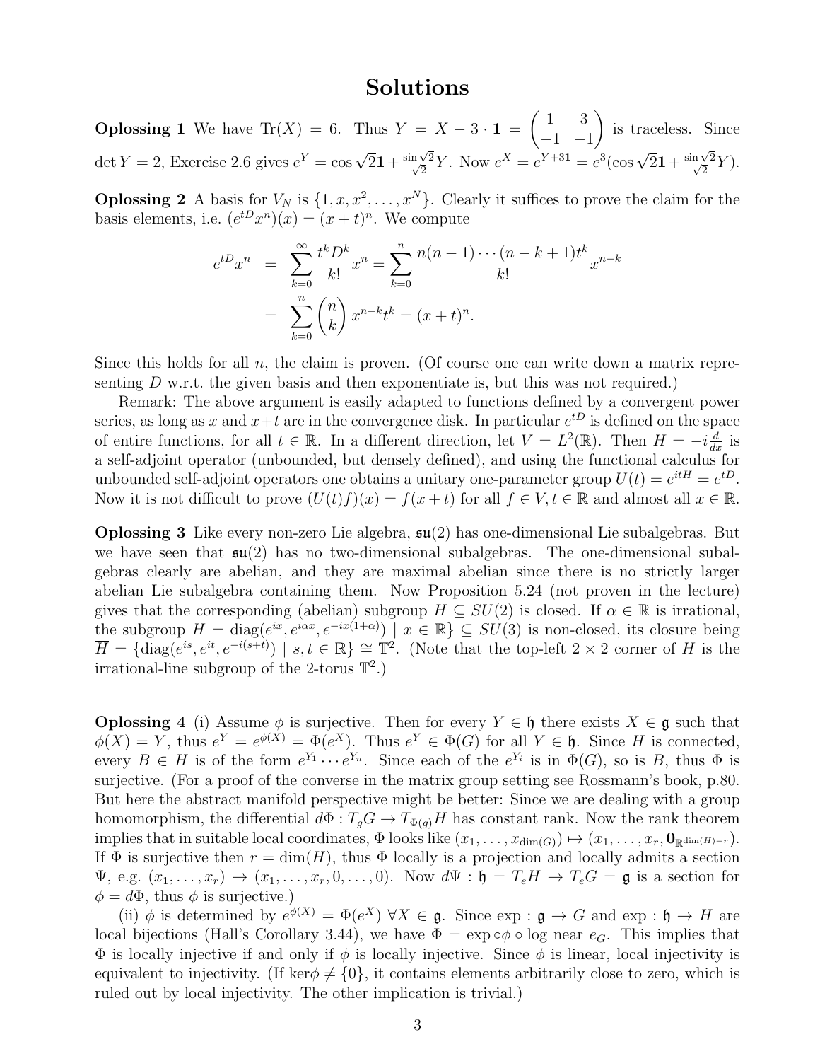# Solutions

**Oplossing 1** We have $\mathrm{Tr}(X) = 6$. Thus $Y = X - 3 \cdot \mathbf{1} = \begin{pmatrix} 1 & 3 \\ -1 & -1 \end{pmatrix}$ is traceless. Since $\det Y = 2$, Exercise 2.6 gives $e^Y = \cos\sqrt{2}\mathbf{1} + \frac{\sin\sqrt{2}}{\sqrt{2}} Y$. Now $e^X = e^{Y+3\mathbf{1}} = e^3(\cos\sqrt{2}\mathbf{1} + \frac{\sin\sqrt{2}}{\sqrt{2}}Y)$.

**Oplossing 2** A basis for $V_N$ is $\{1, x, x^2, \ldots, x^N\}$. Clearly it suffices to prove the claim for the basis elements, i.e. $(e^{tD}x^n)(x) = (x+t)^n$. We compute

$$
\begin{aligned}
e^{tD}x^n &= \sum_{k=0}^{\infty} \frac{t^k D^k}{k!} x^n = \sum_{k=0}^{n} \frac{n(n-1)\cdots(n-k+1)t^k}{k!} x^{n-k} \\
&= \sum_{k=0}^{n} \binom{n}{k} x^{n-k} t^k = (x+t)^n.
\end{aligned}
$$

Since this holds for all $n$, the claim is proven. (Of course one can write down a matrix representing $D$ w.r.t. the given basis and then exponentiate is, but this was not required.)

Remark: The above argument is easily adapted to functions defined by a convergent power series, as long as $x$ and $x+t$ are in the convergence disk. In particular $e^{tD}$ is defined on the space of entire functions, for all $t \in \mathbb{R}$. In a different direction, let $V = L^2(\mathbb{R})$. Then $H = -i\frac{d}{dx}$ is a self-adjoint operator (unbounded, but densely defined), and using the functional calculus for unbounded self-adjoint operators one obtains a unitary one-parameter group $U(t) = e^{itH} = e^{tD}$. Now it is not difficult to prove $(U(t)f)(x) = f(x+t)$ for all $f \in V, t \in \mathbb{R}$ and almost all $x \in \mathbb{R}$.

**Oplossing 3** Like every non-zero Lie algebra, $\mathfrak{su}(2)$ has one-dimensional Lie subalgebras. But we have seen that $\mathfrak{su}(2)$ has no two-dimensional subalgebras. The one-dimensional subalgebras clearly are abelian, and they are maximal abelian since there is no strictly larger abelian Lie subalgebra containing them. Now Proposition 5.24 (not proven in the lecture) gives that the corresponding (abelian) subgroup $H \subseteq SU(2)$ is closed. If $\alpha \in \mathbb{R}$ is irrational, the subgroup $H = \mathrm{diag}(e^{ix}, e^{i\alpha x}, e^{-ix(1+\alpha)}) \mid x \in \mathbb{R}\} \subseteq SU(3)$ is non-closed, its closure being $\overline{H} = \{\mathrm{diag}(e^{is}, e^{it}, e^{-i(s+t)}) \mid s, t \in \mathbb{R}\} \cong \mathbb{T}^2$. (Note that the top-left $2 \times 2$ corner of $H$ is the irrational-line subgroup of the 2-torus $\mathbb{T}^2$.)

**Oplossing 4** (i) Assume $\phi$ is surjective. Then for every $Y \in \mathfrak{h}$ there exists $X \in \mathfrak{g}$ such that $\phi(X) = Y$, thus $e^Y = e^{\phi(X)} = \Phi(e^X)$. Thus $e^Y \in \Phi(G)$ for all $Y \in \mathfrak{h}$. Since $H$ is connected, every $B \in H$ is of the form $e^{Y_1} \cdots e^{Y_n}$. Since each of the $e^{Y_i}$ is in $\Phi(G)$, so is $B$, thus $\Phi$ is surjective. (For a proof of the converse in the matrix group setting see Rossmann's book, p.80. But here the abstract manifold perspective might be better: Since we are dealing with a group homomorphism, the differential $d\Phi : T_g G \to T_{\Phi(g)} H$ has constant rank. Now the rank theorem implies that in suitable local coordinates, $\Phi$ looks like $(x_1, \ldots, x_{\dim(G)}) \mapsto (x_1, \ldots, x_r, \mathbf{0}_{\mathbb{R}^{\dim(H)-r}})$. If $\Phi$ is surjective then $r = \dim(H)$, thus $\Phi$ locally is a projection and locally admits a section $\Psi$, e.g. $(x_1, \ldots, x_r) \mapsto (x_1, \ldots, x_r, 0, \ldots, 0)$. Now $d\Psi : \mathfrak{h} = T_e H \to T_e G = \mathfrak{g}$ is a section for $\phi = d\Phi$, thus $\phi$ is surjective.)

(ii) $\phi$ is determined by $e^{\phi(X)} = \Phi(e^X)\ \forall X \in \mathfrak{g}$. Since $\exp : \mathfrak{g} \to G$ and $\exp : \mathfrak{h} \to H$ are local bijections (Hall's Corollary 3.44), we have $\Phi = \exp \circ \phi \circ \log$ near $e_G$. This implies that $\Phi$ is locally injective if and only if $\phi$ is locally injective. Since $\phi$ is linear, local injectivity is equivalent to injectivity. (If $\ker\phi \neq \{0\}$, it contains elements arbitrarily close to zero, which is ruled out by local injectivity. The other implication is trivial.)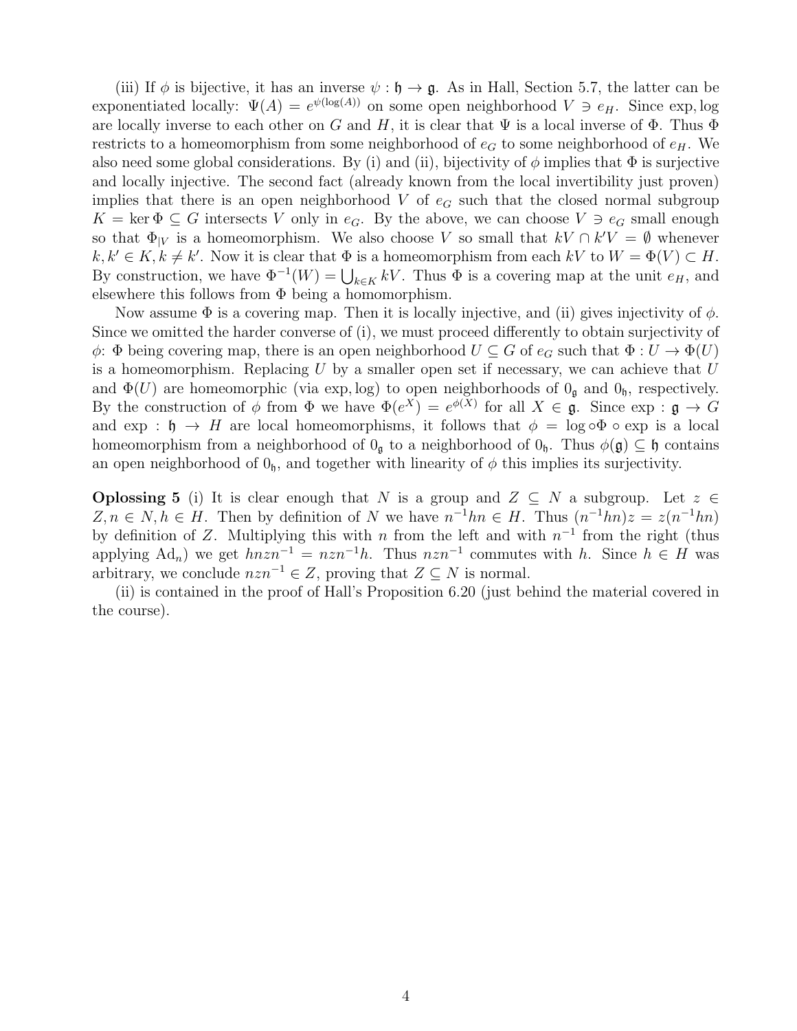(iii) If $\phi$ is bijective, it has an inverse $\psi : \mathfrak{h} \to \mathfrak{g}$. As in Hall, Section 5.7, the latter can be exponentiated locally: $\Psi(A) = e^{\psi(\log(A))}$ on some open neighborhood $V \ni e_H$. Since exp, log are locally inverse to each other on $G$ and $H$, it is clear that $\Psi$ is a local inverse of $\Phi$. Thus $\Phi$ restricts to a homeomorphism from some neighborhood of $e_G$ to some neighborhood of $e_H$. We also need some global considerations. By (i) and (ii), bijectivity of $\phi$ implies that $\Phi$ is surjective and locally injective. The second fact (already known from the local invertibility just proven) implies that there is an open neighborhood $V$ of $e_G$ such that the closed normal subgroup $K = \ker \Phi \subseteq G$ intersects $V$ only in $e_G$. By the above, we can choose $V \ni e_G$ small enough so that $\Phi_{|V}$ is a homeomorphism. We also choose $V$ so small that $kV \cap k'V = \emptyset$ whenever $k, k' \in K, k \neq k'$. Now it is clear that $\Phi$ is a homeomorphism from each $kV$ to $W = \Phi(V) \subset H$. By construction, we have $\Phi^{-1}(W) = \bigcup_{k \in K} kV$. Thus $\Phi$ is a covering map at the unit $e_H$, and elsewhere this follows from $\Phi$ being a homomorphism.

Now assume $\Phi$ is a covering map. Then it is locally injective, and (ii) gives injectivity of $\phi$. Since we omitted the harder converse of (i), we must proceed differently to obtain surjectivity of $\phi$: $\Phi$ being covering map, there is an open neighborhood $U \subseteq G$ of $e_G$ such that $\Phi : U \to \Phi(U)$ is a homeomorphism. Replacing $U$ by a smaller open set if necessary, we can achieve that $U$ and $\Phi(U)$ are homeomorphic (via exp, log) to open neighborhoods of $0_\mathfrak{g}$ and $0_\mathfrak{h}$, respectively. By the construction of $\phi$ from $\Phi$ we have $\Phi(e^X) = e^{\phi(X)}$ for all $X \in \mathfrak{g}$. Since $\exp : \mathfrak{g} \to G$ and $\exp : \mathfrak{h} \to H$ are local homeomorphisms, it follows that $\phi = \log \circ \Phi \circ \exp$ is a local homeomorphism from a neighborhood of $0_\mathfrak{g}$ to a neighborhood of $0_\mathfrak{h}$. Thus $\phi(\mathfrak{g}) \subseteq \mathfrak{h}$ contains an open neighborhood of $0_\mathfrak{h}$, and together with linearity of $\phi$ this implies its surjectivity.

**Oplossing 5** (i) It is clear enough that $N$ is a group and $Z \subseteq N$ a subgroup. Let $z \in Z, n \in N, h \in H$. Then by definition of $N$ we have $n^{-1}hn \in H$. Thus $(n^{-1}hn)z = z(n^{-1}hn)$ by definition of $Z$. Multiplying this with $n$ from the left and with $n^{-1}$ from the right (thus applying $\mathrm{Ad}_n$) we get $hnzn^{-1} = nzn^{-1}h$. Thus $nzn^{-1}$ commutes with $h$. Since $h \in H$ was arbitrary, we conclude $nzn^{-1} \in Z$, proving that $Z \subseteq N$ is normal.

(ii) is contained in the proof of Hall's Proposition 6.20 (just behind the material covered in the course).